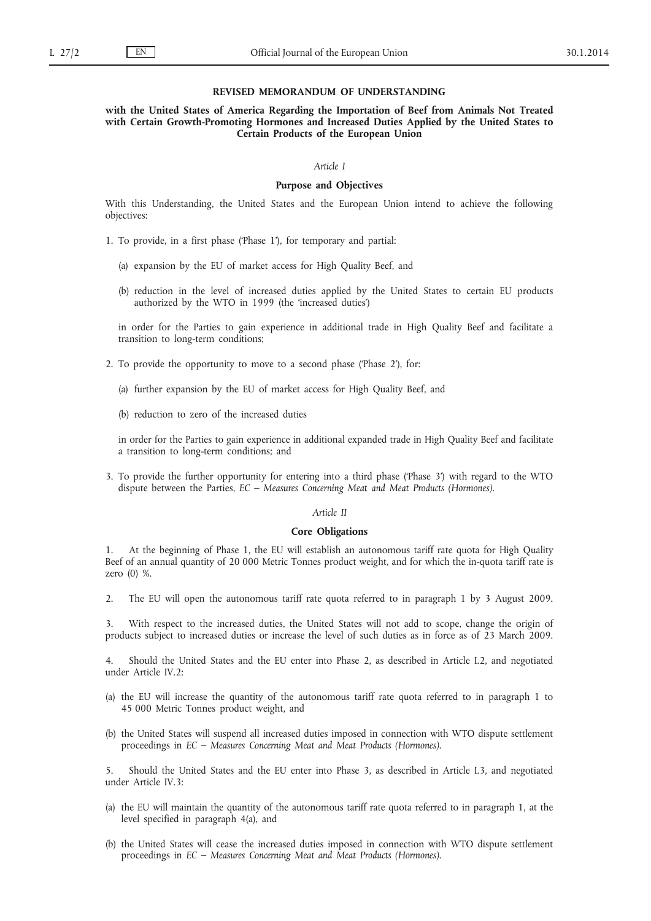## REVISED MEMORANDUM OF UNDERSTANDING

### with the United States of America Regarding the Importation of Beef from Animals Not Treated with Certain Growth-Promoting Hormones and Increased Duties Applied by the United States to Certain Products of the European Union

*Article I*

**Purpose and Objectives**

With this Understanding, the United States and the European Union intend to achieve the following objectives:

1. To provide, in a first phase ('Phase 1'), for temporary and partial:

   (a) expansion by the EU of market access for High Quality Beef, and

   (b) reduction in the level of increased duties applied by the United States to certain EU products authorized by the WTO in 1999 (the 'increased duties')

   in order for the Parties to gain experience in additional trade in High Quality Beef and facilitate a transition to long-term conditions;

2. To provide the opportunity to move to a second phase ('Phase 2'), for:

   (a) further expansion by the EU of market access for High Quality Beef, and

   (b) reduction to zero of the increased duties

   in order for the Parties to gain experience in additional expanded trade in High Quality Beef and facilitate a transition to long-term conditions; and

3. To provide the further opportunity for entering into a third phase ('Phase 3') with regard to the WTO dispute between the Parties, *EC – Measures Concerning Meat and Meat Products (Hormones)*.

*Article II*

**Core Obligations**

1. At the beginning of Phase 1, the EU will establish an autonomous tariff rate quota for High Quality Beef of an annual quantity of 20 000 Metric Tonnes product weight, and for which the in-quota tariff rate is zero (0) %.

2. The EU will open the autonomous tariff rate quota referred to in paragraph 1 by 3 August 2009.

3. With respect to the increased duties, the United States will not add to scope, change the origin of products subject to increased duties or increase the level of such duties as in force as of 23 March 2009.

4. Should the United States and the EU enter into Phase 2, as described in Article I.2, and negotiated under Article IV.2:

(a) the EU will increase the quantity of the autonomous tariff rate quota referred to in paragraph 1 to 45 000 Metric Tonnes product weight, and

(b) the United States will suspend all increased duties imposed in connection with WTO dispute settlement proceedings in *EC – Measures Concerning Meat and Meat Products (Hormones)*.

5. Should the United States and the EU enter into Phase 3, as described in Article I.3, and negotiated under Article IV.3:

(a) the EU will maintain the quantity of the autonomous tariff rate quota referred to in paragraph 1, at the level specified in paragraph 4(a), and

(b) the United States will cease the increased duties imposed in connection with WTO dispute settlement proceedings in *EC – Measures Concerning Meat and Meat Products (Hormones)*.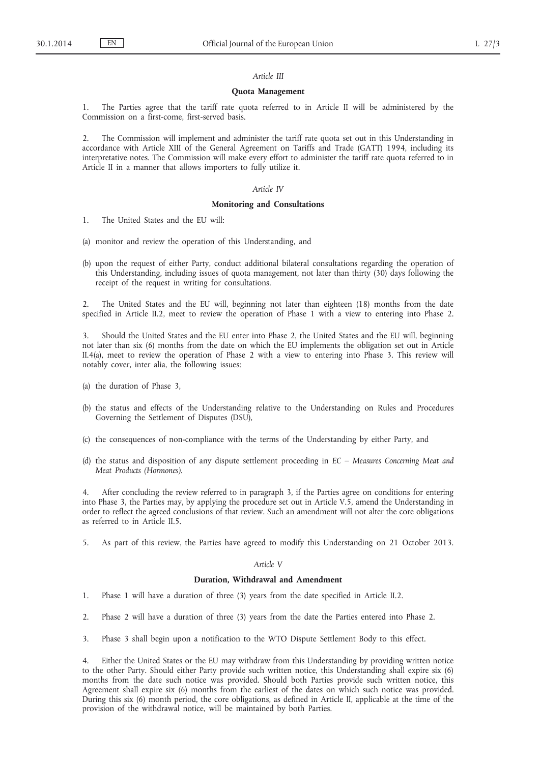*Article III*

**Quota Management**

1. The Parties agree that the tariff rate quota referred to in Article II will be administered by the Commission on a first-come, first-served basis.

2. The Commission will implement and administer the tariff rate quota set out in this Understanding in accordance with Article XIII of the General Agreement on Tariffs and Trade (GATT) 1994, including its interpretative notes. The Commission will make every effort to administer the tariff rate quota referred to in Article II in a manner that allows importers to fully utilize it.

*Article IV*

**Monitoring and Consultations**

1. The United States and the EU will:

(a) monitor and review the operation of this Understanding, and

(b) upon the request of either Party, conduct additional bilateral consultations regarding the operation of this Understanding, including issues of quota management, not later than thirty (30) days following the receipt of the request in writing for consultations.

2. The United States and the EU will, beginning not later than eighteen (18) months from the date specified in Article II.2, meet to review the operation of Phase 1 with a view to entering into Phase 2.

3. Should the United States and the EU enter into Phase 2, the United States and the EU will, beginning not later than six (6) months from the date on which the EU implements the obligation set out in Article II.4(a), meet to review the operation of Phase 2 with a view to entering into Phase 3. This review will notably cover, inter alia, the following issues:

(a) the duration of Phase 3,

(b) the status and effects of the Understanding relative to the Understanding on Rules and Procedures Governing the Settlement of Disputes (DSU),

(c) the consequences of non-compliance with the terms of the Understanding by either Party, and

(d) the status and disposition of any dispute settlement proceeding in *EC – Measures Concerning Meat and Meat Products (Hormones)*.

4. After concluding the review referred to in paragraph 3, if the Parties agree on conditions for entering into Phase 3, the Parties may, by applying the procedure set out in Article V.5, amend the Understanding in order to reflect the agreed conclusions of that review. Such an amendment will not alter the core obligations as referred to in Article II.5.

5. As part of this review, the Parties have agreed to modify this Understanding on 21 October 2013.

*Article V*

**Duration, Withdrawal and Amendment**

1. Phase 1 will have a duration of three (3) years from the date specified in Article II.2.

2. Phase 2 will have a duration of three (3) years from the date the Parties entered into Phase 2.

3. Phase 3 shall begin upon a notification to the WTO Dispute Settlement Body to this effect.

4. Either the United States or the EU may withdraw from this Understanding by providing written notice to the other Party. Should either Party provide such written notice, this Understanding shall expire six (6) months from the date such notice was provided. Should both Parties provide such written notice, this Agreement shall expire six (6) months from the earliest of the dates on which such notice was provided. During this six (6) month period, the core obligations, as defined in Article II, applicable at the time of the provision of the withdrawal notice, will be maintained by both Parties.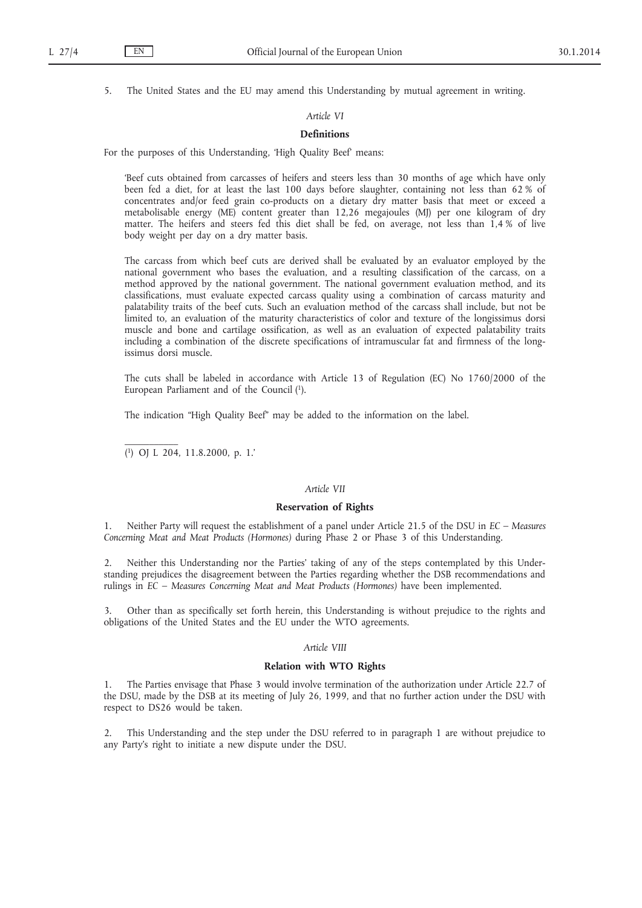5. The United States and the EU may amend this Understanding by mutual agreement in writing.

*Article VI*

**Definitions**

For the purposes of this Understanding, 'High Quality Beef' means:

'Beef cuts obtained from carcasses of heifers and steers less than 30 months of age which have only been fed a diet, for at least the last 100 days before slaughter, containing not less than 62 % of concentrates and/or feed grain co-products on a dietary dry matter basis that meet or exceed a metabolisable energy (ME) content greater than 12,26 megajoules (MJ) per one kilogram of dry matter. The heifers and steers fed this diet shall be fed, on average, not less than 1,4 % of live body weight per day on a dry matter basis.

The carcass from which beef cuts are derived shall be evaluated by an evaluator employed by the national government who bases the evaluation, and a resulting classification of the carcass, on a method approved by the national government. The national government evaluation method, and its classifications, must evaluate expected carcass quality using a combination of carcass maturity and palatability traits of the beef cuts. Such an evaluation method of the carcass shall include, but not be limited to, an evaluation of the maturity characteristics of color and texture of the longissimus dorsi muscle and bone and cartilage ossification, as well as an evaluation of expected palatability traits including a combination of the discrete specifications of intramuscular fat and firmness of the longissimus dorsi muscle.

The cuts shall be labeled in accordance with Article 13 of Regulation (EC) No 1760/2000 of the European Parliament and of the Council [1].

The indication "High Quality Beef" may be added to the information on the label.

[1] OJ L 204, 11.8.2000, p. 1.'

*Article VII*

**Reservation of Rights**

1. Neither Party will request the establishment of a panel under Article 21.5 of the DSU in *EC – Measures Concerning Meat and Meat Products (Hormones)* during Phase 2 or Phase 3 of this Understanding.

2. Neither this Understanding nor the Parties' taking of any of the steps contemplated by this Understanding prejudices the disagreement between the Parties regarding whether the DSB recommendations and rulings in *EC – Measures Concerning Meat and Meat Products (Hormones)* have been implemented.

3. Other than as specifically set forth herein, this Understanding is without prejudice to the rights and obligations of the United States and the EU under the WTO agreements.

*Article VIII*

**Relation with WTO Rights**

1. The Parties envisage that Phase 3 would involve termination of the authorization under Article 22.7 of the DSU, made by the DSB at its meeting of July 26, 1999, and that no further action under the DSU with respect to DS26 would be taken.

2. This Understanding and the step under the DSU referred to in paragraph 1 are without prejudice to any Party's right to initiate a new dispute under the DSU.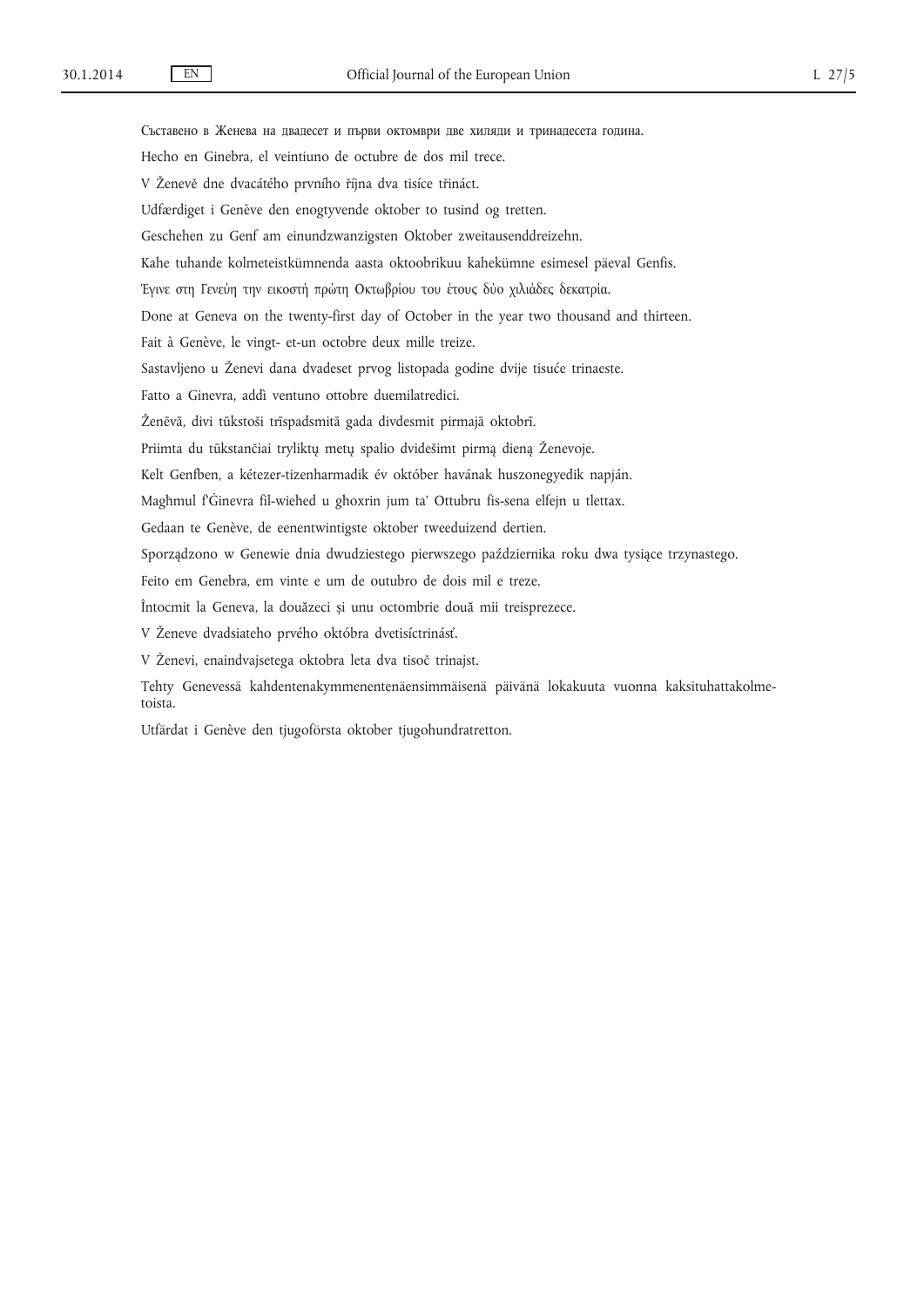Съставено в Женева на двадесет и първи октомври две хиляди и тринадесета година.

Hecho en Ginebra, el veintiuno de octubre de dos mil trece.

V Ženevě dne dvacátého prvního října dva tisíce třináct.

Udfærdiget i Genève den enogtyvende oktober to tusind og tretten.

Geschehen zu Genf am einundzwanzigsten Oktober zweitausenddreizehn.

Kahe tuhande kolmeteistkümnenda aasta oktoobrikuu kahekümne esimesel päeval Genfis.

Έγινε στη Γενεύη την εικοστή πρώτη Οκτωβρίου του έτους δύο χιλιάδες δεκατρία.

Done at Geneva on the twenty-first day of October in the year two thousand and thirteen.

Fait à Genève, le vingt- et-un octobre deux mille treize.

Sastavljeno u Ženevi dana dvadeset prvog listopada godine dvije tisuće trinaeste.

Fatto a Ginevra, addì ventuno ottobre duemilatredici.

Ženēvā, divi tūkstoši trīspadsmitā gada divdesmit pirmajā oktobrī.

Priimta du tūkstančiai tryliktų metų spalio dvidešimt pirmą dieną Ženevoje.

Kelt Genfben, a kétezer-tizenharmadik év október havának huszonegyedik napján.

Magħmul f'Ġinevra fil-wieħed u għoxrin jum ta' Ottubru fis-sena elfejn u tlettax.

Gedaan te Genève, de eenentwintigste oktober tweeduizend dertien.

Sporządzono w Genewie dnia dwudziestego pierwszego października roku dwa tysiące trzynastego.

Feito em Genebra, em vinte e um de outubro de dois mil e treze.

Întocmit la Geneva, la douăzeci și unu octombrie două mii treisprezece.

V Ženeve dvadsiateho prvého októbra dvetisíctrinásť.

V Ženevi, enaindvajsetega oktobra leta dva tisoč trinajst.

Tehty Genevessä kahdentenakymmenentenäensimmäisenä päivänä lokakuuta vuonna kaksituhattakolmetoista.

Utfärdat i Genève den tjugoförsta oktober tjugohundratretton.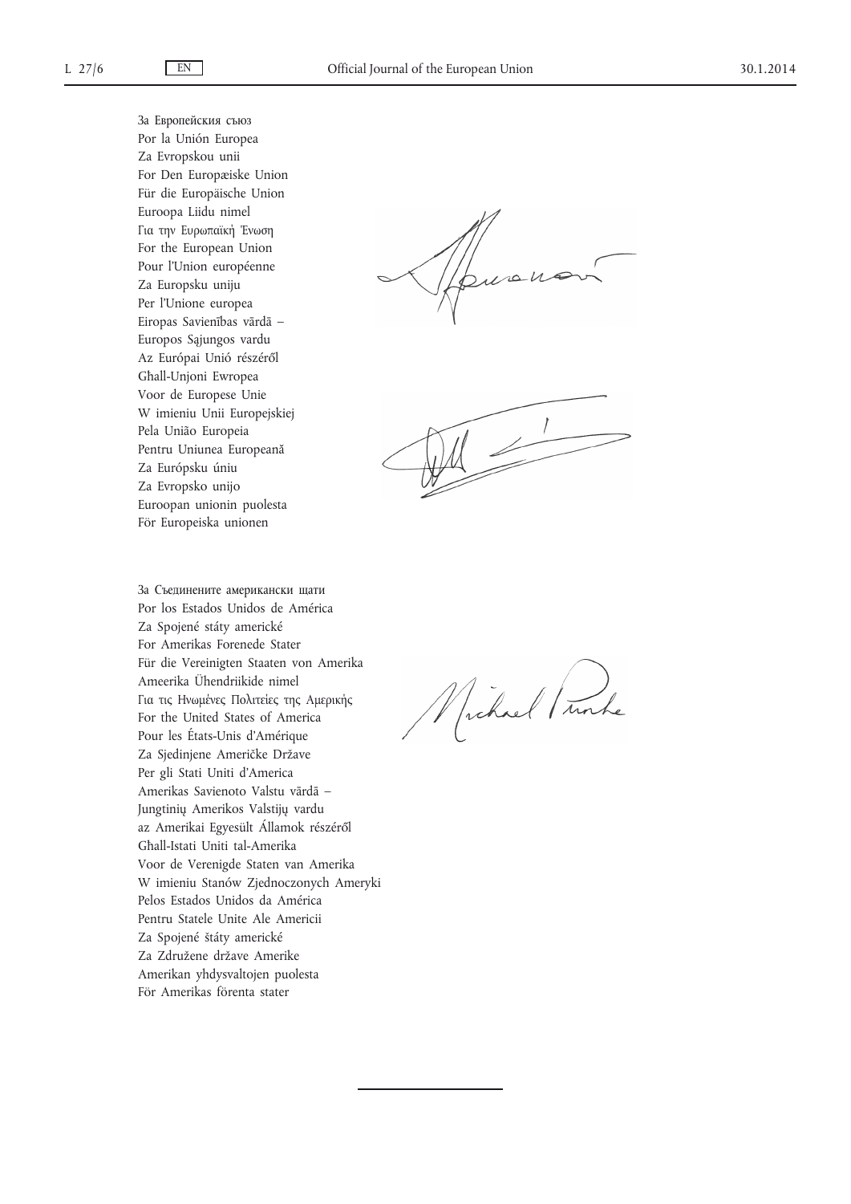За Европейския съюз
Por la Unión Europea
Za Evropskou unii
For Den Europæiske Union
Für die Europäische Union
Euroopa Liidu nimel
Για την Ευρωπαϊκή Ένωση
For the European Union
Pour l'Union européenne
Za Europsku uniju
Per l'Unione europea
Eiropas Savienības vārdā –
Europos Sąjungos vardu
Az Európai Unió részéről
Għall-Unjoni Ewropea
Voor de Europese Unie
W imieniu Unii Europejskiej
Pela União Europeia
Pentru Uniunea Europeană
Za Európsku úniu
Za Evropsko unijo
Euroopan unionin puolesta
För Europeiska unionen

За Съединените американски щати
Por los Estados Unidos de América
Za Spojené státy americké
For Amerikas Forenede Stater
Für die Vereinigten Staaten von Amerika
Ameerika Ühendriikide nimel
Για τις Ηνωμένες Πολιτείες της Αμερικής
For the United States of America
Pour les États-Unis d'Amérique
Za Sjedinjene Američke Države
Per gli Stati Uniti d'America
Amerikas Savienoto Valstu vārdā –
Jungtinių Amerikos Valstijų vardu
az Amerikai Egyesült Államok részéről
Għall-Istati Uniti tal-Amerika
Voor de Verenigde Staten van Amerika
W imieniu Stanów Zjednoczonych Ameryki
Pelos Estados Unidos da América
Pentru Statele Unite Ale Americii
Za Spojené štáty americké
Za Združene države Amerike
Amerikan yhdysvaltojen puolesta
För Amerikas förenta stater